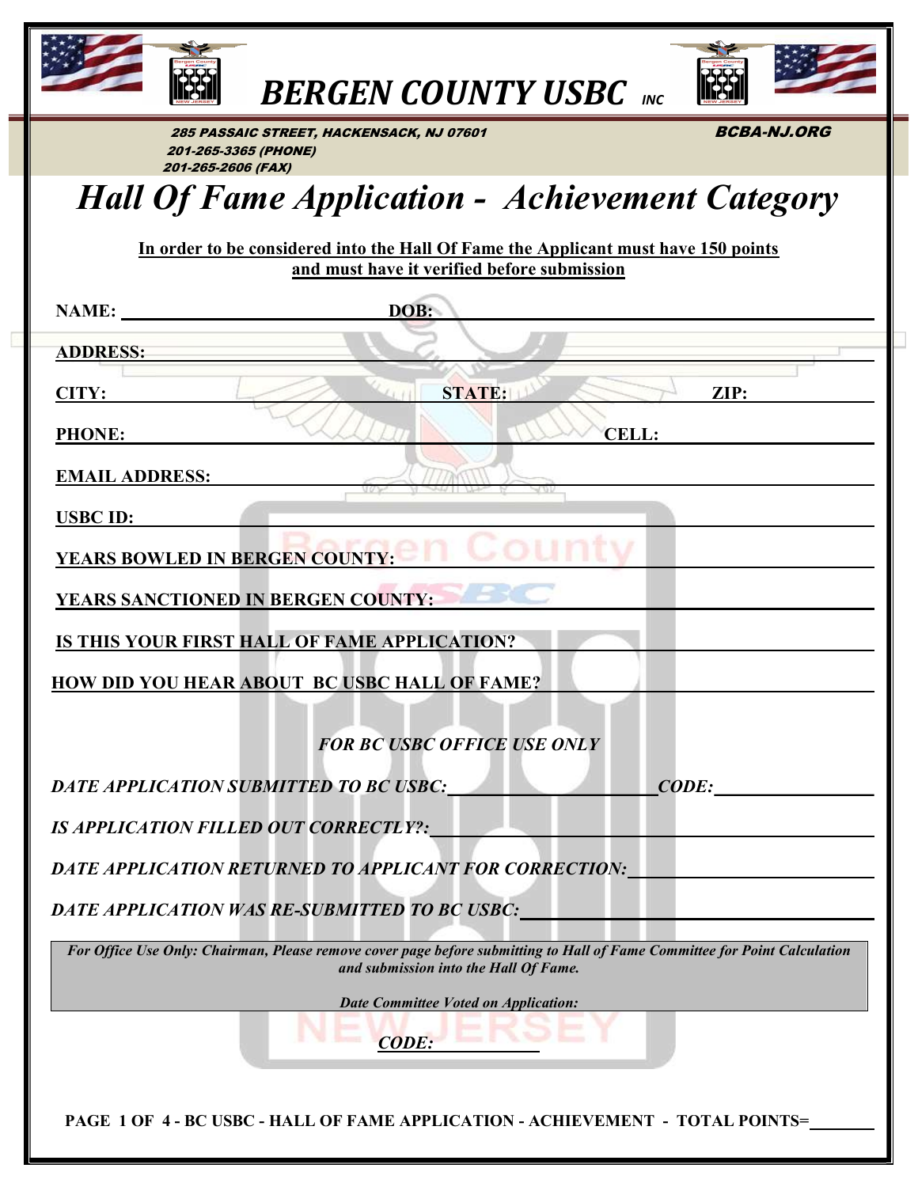# BERGEN COUNTY USBC INC

285 PASSAIC STREET, HACKENSACK, NJ 07601
201-265-3365 (PHONE)
201-265-2606 (FAX)

BCBA-NJ.ORG

# *Hall Of Fame Application - Achievement Category*

**In order to be considered into the Hall Of Fame the Applicant must have 150 points and must have it verified before submission**

**NAME:** ______________________ **DOB:** ______________________

**ADDRESS:** ______________________

**CITY:** ______________________ **STATE:** ______________ **ZIP:** ______________

**PHONE:** ______________________ **CELL:** ______________________

**EMAIL ADDRESS:** ______________________

**USBC ID:** ______________________

**YEARS BOWLED IN BERGEN COUNTY:** ______________________

**YEARS SANCTIONED IN BERGEN COUNTY:** ______________________

**IS THIS YOUR FIRST HALL OF FAME APPLICATION?** ______________________

**HOW DID YOU HEAR ABOUT BC USBC HALL OF FAME?** ______________________

***FOR BC USBC OFFICE USE ONLY***

***DATE APPLICATION SUBMITTED TO BC USBC:*** ______________ ***CODE:*** ______________

***IS APPLICATION FILLED OUT CORRECTLY?:*** ______________________

***DATE APPLICATION RETURNED TO APPLICANT FOR CORRECTION:*** ______________________

***DATE APPLICATION WAS RE-SUBMITTED TO BC USBC:*** ______________________

***For Office Use Only: Chairman, Please remove cover page before submitting to Hall of Fame Committee for Point Calculation and submission into the Hall Of Fame.***

***Date Committee Voted on Application:***

***CODE:*** ______________

**PAGE 1 OF 4 - BC USBC - HALL OF FAME APPLICATION - ACHIEVEMENT - TOTAL POINTS=** ________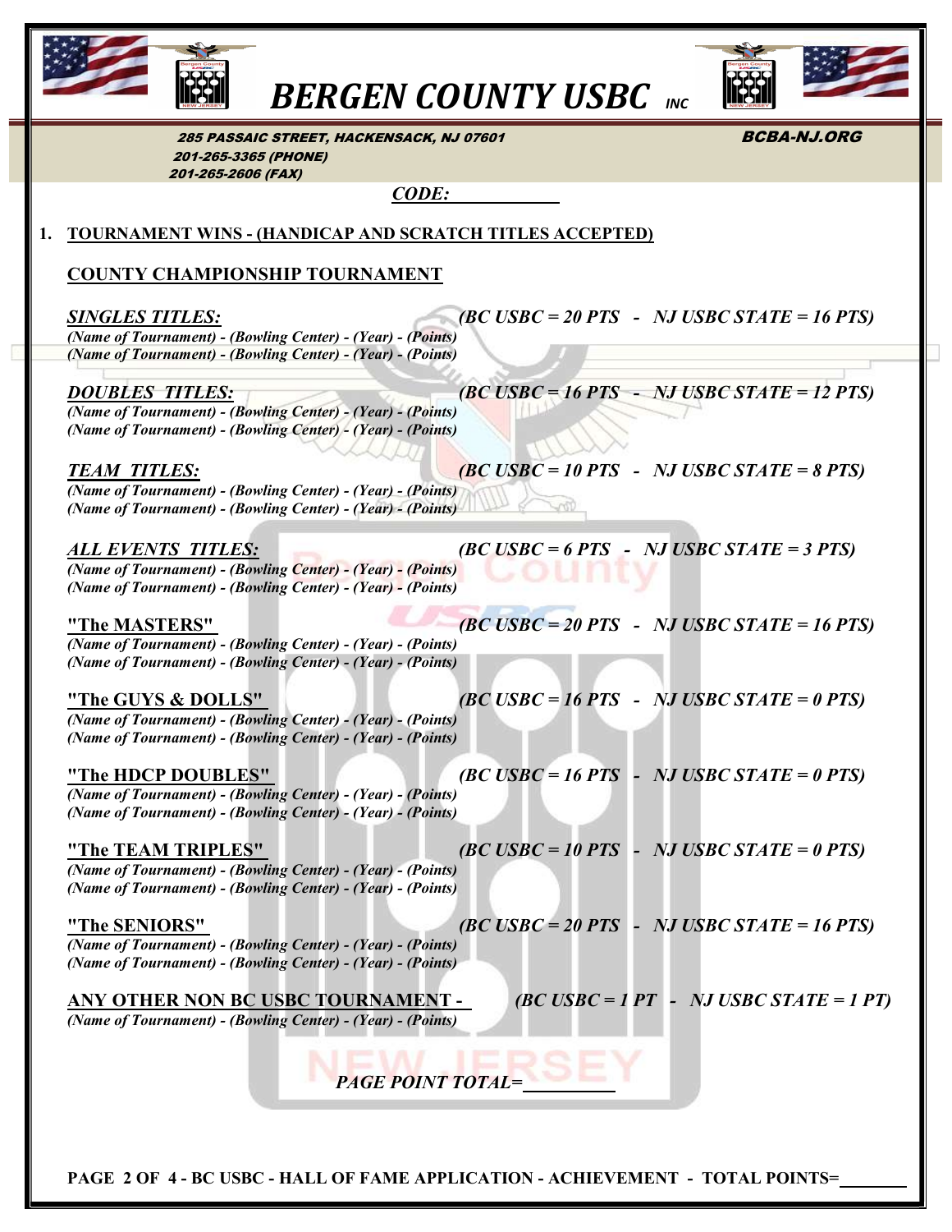# BERGEN COUNTY USBC *INC*

*285 PASSAIC STREET, HACKENSACK, NJ 07601*
*201-265-3365 (PHONE)*
*201-265-2606 (FAX)*

*BCBA-NJ.ORG*

*CODE:* ____________

## 1. TOURNAMENT WINS - (HANDICAP AND SCRATCH TITLES ACCEPTED)

### COUNTY CHAMPIONSHIP TOURNAMENT

***SINGLES TITLES:*** *(BC USBC = 20 PTS - NJ USBC STATE = 16 PTS)*

*(Name of Tournament) - (Bowling Center) - (Year) - (Points)*
*(Name of Tournament) - (Bowling Center) - (Year) - (Points)*

***DOUBLES TITLES:*** *(BC USBC = 16 PTS - NJ USBC STATE = 12 PTS)*

*(Name of Tournament) - (Bowling Center) - (Year) - (Points)*
*(Name of Tournament) - (Bowling Center) - (Year) - (Points)*

***TEAM TITLES:*** *(BC USBC = 10 PTS - NJ USBC STATE = 8 PTS)*

*(Name of Tournament) - (Bowling Center) - (Year) - (Points)*
*(Name of Tournament) - (Bowling Center) - (Year) - (Points)*

***ALL EVENTS TITLES:*** *(BC USBC = 6 PTS - NJ USBC STATE = 3 PTS)*

*(Name of Tournament) - (Bowling Center) - (Year) - (Points)*
*(Name of Tournament) - (Bowling Center) - (Year) - (Points)*

**"The MASTERS"** *(BC USBC = 20 PTS - NJ USBC STATE = 16 PTS)*

*(Name of Tournament) - (Bowling Center) - (Year) - (Points)*
*(Name of Tournament) - (Bowling Center) - (Year) - (Points)*

**"The GUYS & DOLLS"** *(BC USBC = 16 PTS - NJ USBC STATE = 0 PTS)*

*(Name of Tournament) - (Bowling Center) - (Year) - (Points)*
*(Name of Tournament) - (Bowling Center) - (Year) - (Points)*

**"The HDCP DOUBLES"** *(BC USBC = 16 PTS - NJ USBC STATE = 0 PTS)*

*(Name of Tournament) - (Bowling Center) - (Year) - (Points)*
*(Name of Tournament) - (Bowling Center) - (Year) - (Points)*

**"The TEAM TRIPLES"** *(BC USBC = 10 PTS - NJ USBC STATE = 0 PTS)*

*(Name of Tournament) - (Bowling Center) - (Year) - (Points)*
*(Name of Tournament) - (Bowling Center) - (Year) - (Points)*

**"The SENIORS"** *(BC USBC = 20 PTS - NJ USBC STATE = 16 PTS)*

*(Name of Tournament) - (Bowling Center) - (Year) - (Points)*
*(Name of Tournament) - (Bowling Center) - (Year) - (Points)*

**ANY OTHER NON BC USBC TOURNAMENT -** *(BC USBC = 1 PT - NJ USBC STATE = 1 PT)*

*(Name of Tournament) - (Bowling Center) - (Year) - (Points)*

*PAGE POINT TOTAL=* __________

**BC USBC - HALL OF FAME APPLICATION - ACHIEVEMENT - TOTAL POINTS=** ________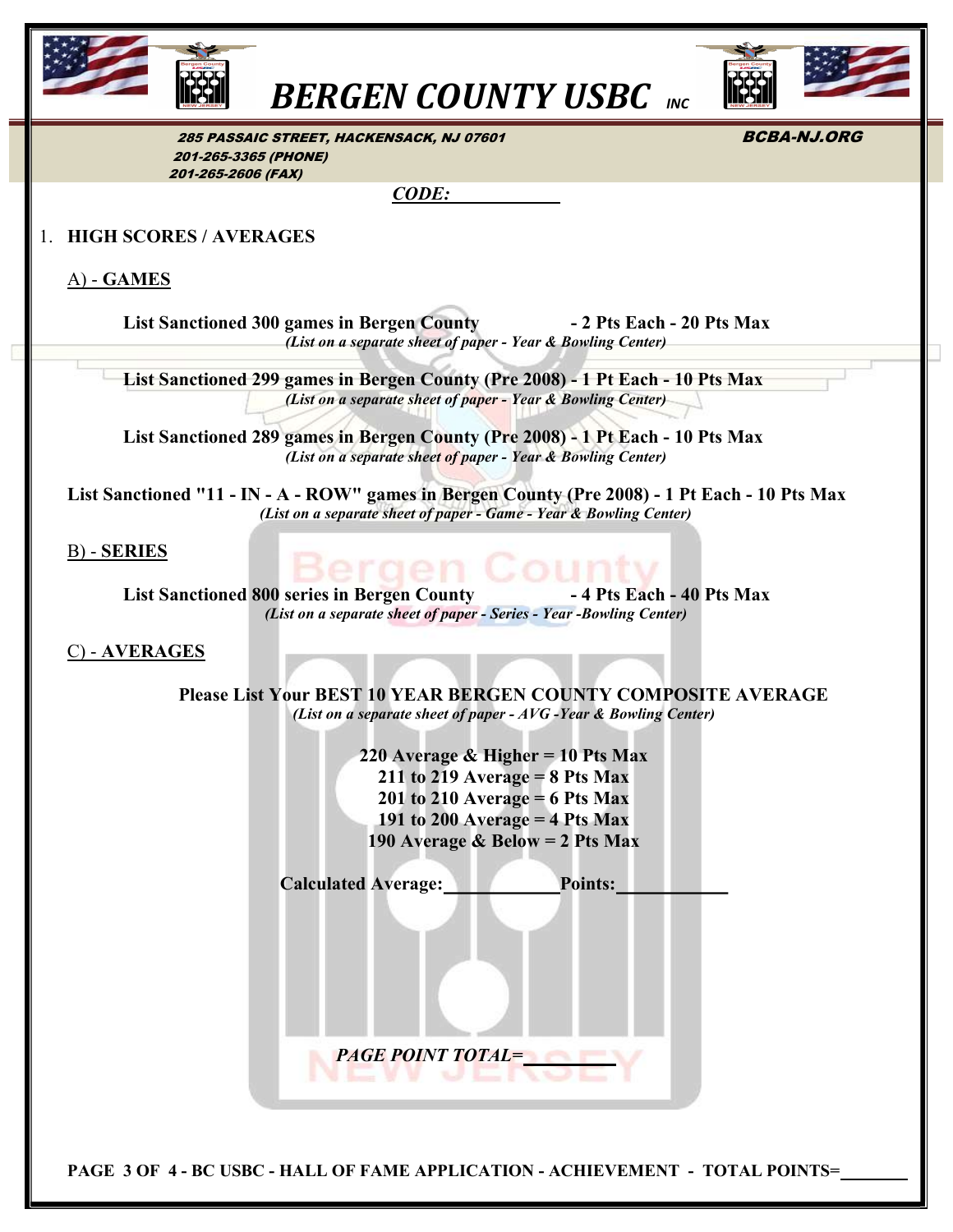# BERGEN COUNTY USBC INC

285 PASSAIC STREET, HACKENSACK, NJ 07601
201-265-3365 (PHONE)
201-265-2606 (FAX)

BCBA-NJ.ORG

***CODE:*** ____________

1. **HIGH SCORES / AVERAGES**

## A) - GAMES

**List Sanctioned 300 games in Bergen County - 2 Pts Each - 20 Pts Max**
***(List on a separate sheet of paper - Year & Bowling Center)***

**List Sanctioned 299 games in Bergen County (Pre 2008) - 1 Pt Each - 10 Pts Max**
***(List on a separate sheet of paper - Year & Bowling Center)***

**List Sanctioned 289 games in Bergen County (Pre 2008) - 1 Pt Each - 10 Pts Max**
***(List on a separate sheet of paper - Year & Bowling Center)***

**List Sanctioned "11 - IN - A - ROW" games in Bergen County (Pre 2008) - 1 Pt Each - 10 Pts Max**
***(List on a separate sheet of paper - Game - Year & Bowling Center)***

## B) - SERIES

**List Sanctioned 800 series in Bergen County - 4 Pts Each - 40 Pts Max**
***(List on a separate sheet of paper - Series - Year -Bowling Center)***

## C) - AVERAGES

**Please List Your BEST 10 YEAR BERGEN COUNTY COMPOSITE AVERAGE**
***(List on a separate sheet of paper - AVG -Year & Bowling Center)***

**220 Average & Higher = 10 Pts Max**
**211 to 219 Average = 8 Pts Max**
**201 to 210 Average = 6 Pts Max**
**191 to 200 Average = 4 Pts Max**
**190 Average & Below = 2 Pts Max**

**Calculated Average:** ____________ **Points:** ____________

***PAGE POINT TOTAL=*** __________

**PAGE 3 OF 4 - BC USBC - HALL OF FAME APPLICATION - ACHIEVEMENT - TOTAL POINTS=** ________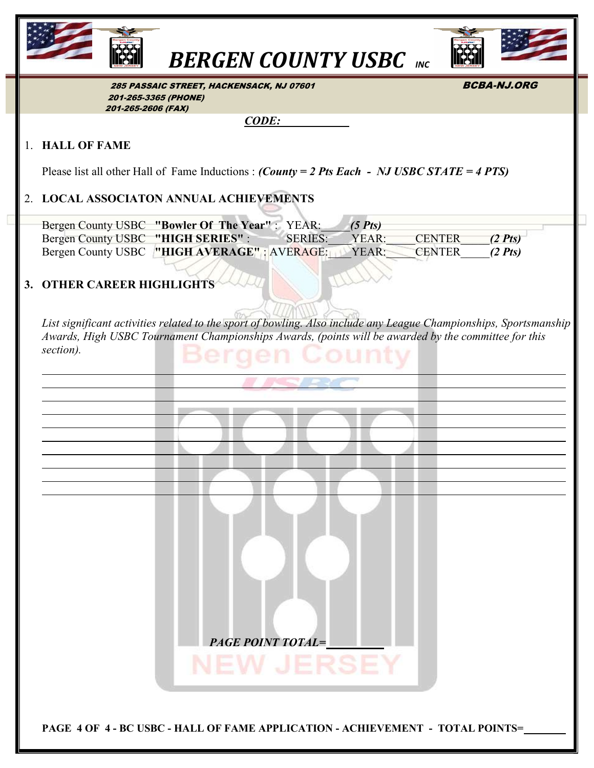# BERGEN COUNTY USBC INC

285 PASSAIC STREET, HACKENSACK, NJ 07601
201-265-3365 (PHONE)
201-265-2606 (FAX)

BCBA-NJ.ORG

***CODE:*** ____________

1. **HALL OF FAME**

   Please list all other Hall of Fame Inductions : ***(County = 2 Pts Each - NJ USBC STATE = 4 PTS)***

2. **LOCAL ASSOCIATON ANNUAL ACHIEVEMENTS**

   Bergen County USBC **"Bowler Of The Year"** : YEAR:_____ ***(5 Pts)***
   Bergen County USBC **"HIGH SERIES"** : SERIES:_____ YEAR:_____ CENTER_____ ***(2 Pts)***
   Bergen County USBC **"HIGH AVERAGE"** : AVERAGE:_____ YEAR:_____ CENTER_____ ***(2 Pts)***

3. **OTHER CAREER HIGHLIGHTS**

   *List significant activities related to the sport of bowling. Also include any League Championships, Sportsmanship Awards, High USBC Tournament Championships Awards, (points will be awarded by the committee for this section).*

   ______________________________________________________________________________
   ______________________________________________________________________________
   ______________________________________________________________________________
   ______________________________________________________________________________
   ______________________________________________________________________________
   ______________________________________________________________________________
   ______________________________________________________________________________
   ______________________________________________________________________________
   ______________________________________________________________________________
   ______________________________________________________________________________

***PAGE POINT TOTAL=*** __________

**BC USBC - HALL OF FAME APPLICATION - ACHIEVEMENT - TOTAL POINTS=** ________